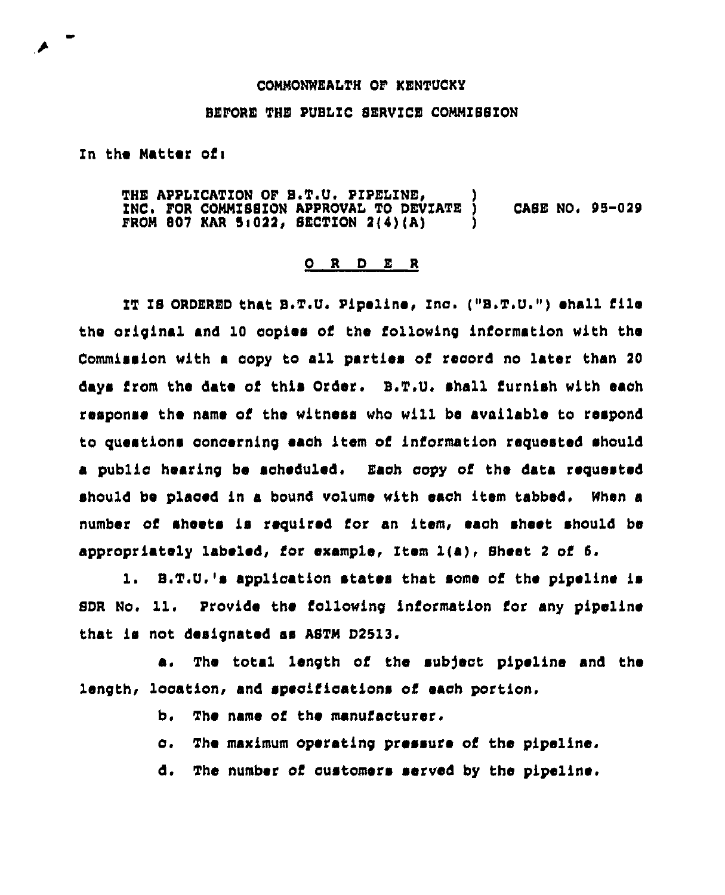COMMONWEALTH OF KENTUCKY

BEFORE THE PUBLIC SERVICE COMMISSION

In the Matter of:

THE APPLICATION OF B.T.U. PIPELINE, INC. FOR COMMISSION APPROVAL TO DEVIATE FROM 807 KAR 5:022, SECTION 2(4)(A) ) CASE NO. 95-029

## O R D E R

IT IS ORDERED that B.T.U. Pipeline, Inc. ("B.T.U.") shall file the original and 10 copies of the following information with the Commission with a copy to all parties of record no later than 20 days from the date of this Order. B.T.U. shall furnish with each response the name of the witness who will be available to respond to questions concerning each item of information requested should a public hearing be scheduled. Each copy of the data requested should be placed in a bound volume with each item tabbed. When a number of sheets is required for an item, each sheet should be appropriately labeled, for example, Item 1(a), Sheet 2 of 6.

1. B.T.U.'s application states that some of the pipeline is SDR No. 11. Provide the following information for any pipeline that is not designated as ASTM D2513.

   a. The total length of the subject pipeline and the length, location, and specifications of each portion.

   b. The name of the manufacturer.

   c. The maximum operating pressure of the pipeline.

   d. The number of customers served by the pipeline.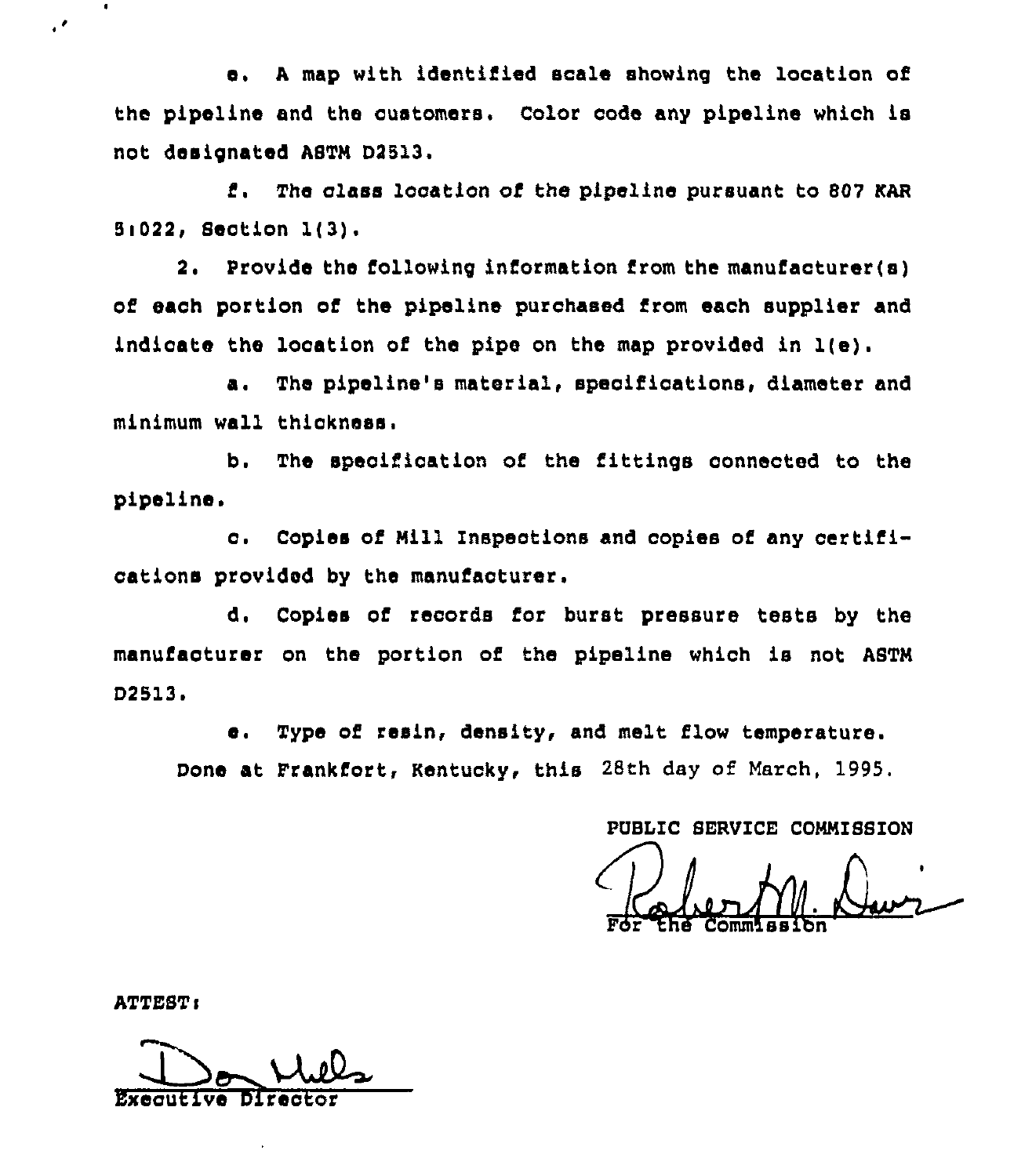e. A map with identified scale showing the location of the pipeline and the customers. Color code any pipeline which is not designated ASTM D2513.

f. The class location of the pipeline pursuant to 807 KAR 5:022, Section 1(3).

2. Provide the following information from the manufacturer(s) of each portion of the pipeline purchased from each supplier and indicate the location of the pipe on the map provided in 1(e).

a. The pipeline's material, specifications, diameter and minimum wall thickness.

b. The specification of the fittings connected to the pipeline.

c. Copies of Mill Inspections and copies of any certifications provided by the manufacturer.

d. Copies of records for burst pressure tests by the manufacturer on the portion of the pipeline which is not ASTM D2513.

e. Type of resin, density, and melt flow temperature.

Done at Frankfort, Kentucky, this 28th day of March, 1995.

PUBLIC SERVICE COMMISSION

For the Commission

ATTEST:

Executive Director